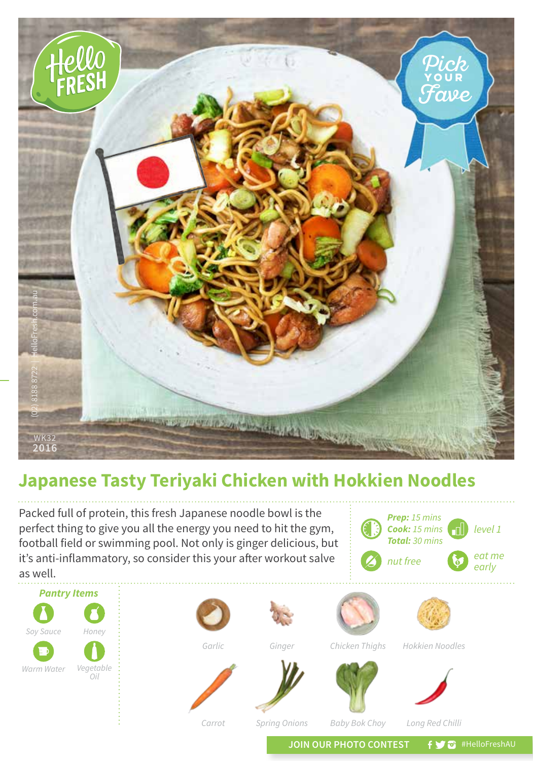Hello FRESH

Pick YOUR Fave

(02) 8188 8722 | HelloFresh.com.au

WK32
2016

# Japanese Tasty Teriyaki Chicken with Hokkien Noodles

Packed full of protein, this fresh Japanese noodle bowl is the perfect thing to give you all the energy you need to hit the gym, football field or swimming pool. Not only is ginger delicious, but it's anti-inflammatory, so consider this your after workout salve as well.

***Prep:*** *15 mins*
***Cook:*** *15 mins*
***Total:*** *30 mins*

*level 1*

*nut free*

*eat me early*

### *Pantry Items*

- *Soy Sauce*
- *Honey*
- *Warm Water*
- *Vegetable Oil*

*Garlic*

*Ginger*

*Chicken Thighs*

*Hokkien Noodles*

*Carrot*

*Spring Onions*

*Baby Bok Choy*

*Long Red Chilli*

**JOIN OUR PHOTO CONTEST** #HelloFreshAU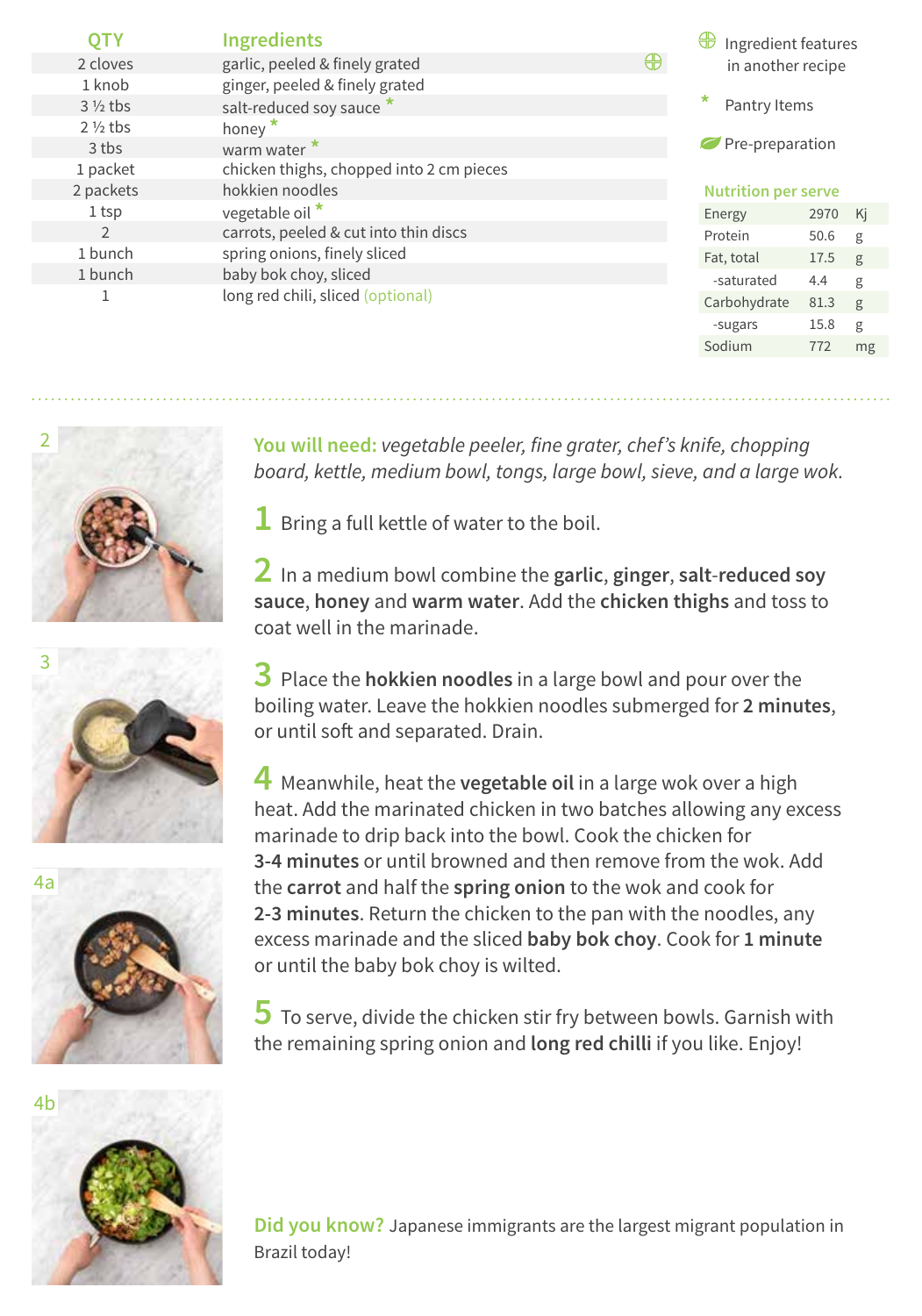| QTY | Ingredients |
|---|---|
| 2 cloves | garlic, peeled & finely grated ⊕ |
| 1 knob | ginger, peeled & finely grated |
| 3 ½ tbs | salt-reduced soy sauce * |
| 2 ½ tbs | honey * |
| 3 tbs | warm water * |
| 1 packet | chicken thighs, chopped into 2 cm pieces |
| 2 packets | hokkien noodles |
| 1 tsp | vegetable oil * |
| 2 | carrots, peeled & cut into thin discs |
| 1 bunch | spring onions, finely sliced |
| 1 bunch | baby bok choy, sliced |
| 1 | long red chili, sliced (optional) |

⊕ Ingredient features in another recipe

\* Pantry Items

Pre-preparation

**Nutrition per serve**

| | | |
|---|---|---|
| Energy | 2970 | Kj |
| Protein | 50.6 | g |
| Fat, total | 17.5 | g |
| -saturated | 4.4 | g |
| Carbohydrate | 81.3 | g |
| -sugars | 15.8 | g |
| Sodium | 772 | mg |

2

3

4a

4b

**You will need:** *vegetable peeler, fine grater, chef's knife, chopping board, kettle, medium bowl, tongs, large bowl, sieve, and a large wok.*

**1** Bring a full kettle of water to the boil.

**2** In a medium bowl combine the **garlic**, **ginger**, **salt-reduced soy sauce**, **honey** and **warm water**. Add the **chicken thighs** and toss to coat well in the marinade.

**3** Place the **hokkien noodles** in a large bowl and pour over the boiling water. Leave the hokkien noodles submerged for **2 minutes**, or until soft and separated. Drain.

**4** Meanwhile, heat the **vegetable oil** in a large wok over a high heat. Add the marinated chicken in two batches allowing any excess marinade to drip back into the bowl. Cook the chicken for **3-4 minutes** or until browned and then remove from the wok. Add the **carrot** and half the **spring onion** to the wok and cook for **2-3 minutes**. Return the chicken to the pan with the noodles, any excess marinade and the sliced **baby bok choy**. Cook for **1 minute** or until the baby bok choy is wilted.

**5** To serve, divide the chicken stir fry between bowls. Garnish with the remaining spring onion and **long red chilli** if you like. Enjoy!

**Did you know?** Japanese immigrants are the largest migrant population in Brazil today!